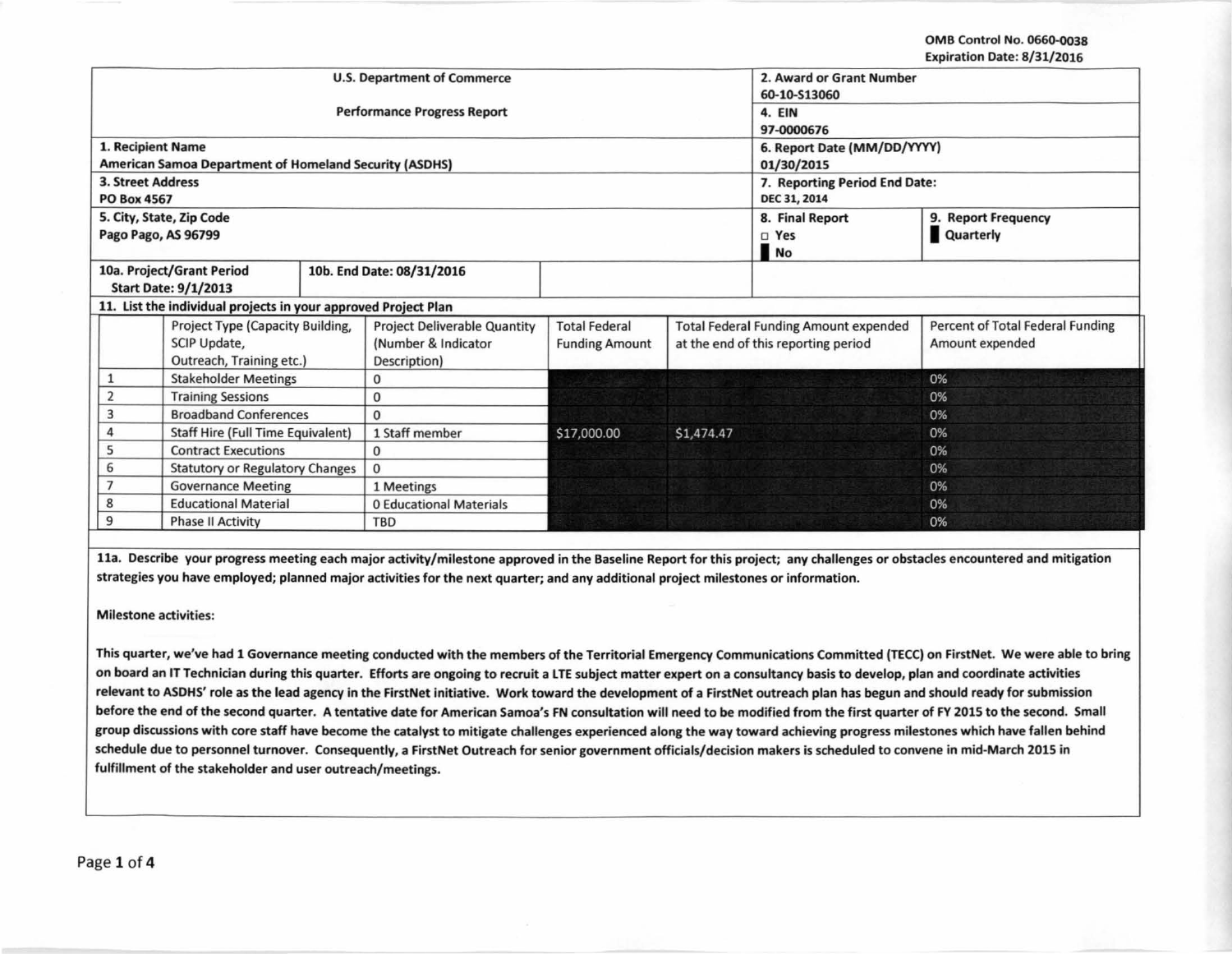OMB Control No. 0660-0038
Expiration Date: 8/31/2016

| U.S. Department of Commerce<br>Performance Progress Report | 2. Award or Grant Number<br>60-10-S13060 |
|---|---|
| | 4. EIN<br>97-0000676 |
| 1. Recipient Name<br>American Samoa Department of Homeland Security (ASDHS) | 6. Report Date (MM/DD/YYYY)<br>01/30/2015 |
| 3. Street Address<br>PO Box 4567 | 7. Reporting Period End Date:<br>DEC 31, 2014 |
| 5. City, State, Zip Code<br>Pago Pago, AS 96799 | 8. Final Report<br>☐ Yes<br>■ No<br><br>9. Report Frequency<br>■ Quarterly |
| 10a. Project/Grant Period Start Date: 9/1/2013<br>10b. End Date: 08/31/2016 | |

**11. List the individual projects in your approved Project Plan**

| | Project Type (Capacity Building, SCIP Update, Outreach, Training etc.) | Project Deliverable Quantity (Number & Indicator Description) | Total Federal Funding Amount | Total Federal Funding Amount expended at the end of this reporting period | Percent of Total Federal Funding Amount expended |
|---|---|---|---|---|---|
| 1 | Stakeholder Meetings | 0 | | | 0% |
| 2 | Training Sessions | 0 | | | 0% |
| 3 | Broadband Conferences | 0 | | | 0% |
| 4 | Staff Hire (Full Time Equivalent) | 1 Staff member | $17,000.00 | $1,474.47 | 0% |
| 5 | Contract Executions | 0 | | | 0% |
| 6 | Statutory or Regulatory Changes | 0 | | | 0% |
| 7 | Governance Meeting | 1 Meetings | | | 0% |
| 8 | Educational Material | 0 Educational Materials | | | 0% |
| 9 | Phase II Activity | TBD | | | 0% |

**11a. Describe your progress meeting each major activity/milestone approved in the Baseline Report for this project; any challenges or obstacles encountered and mitigation strategies you have employed; planned major activities for the next quarter; and any additional project milestones or information.**

**Milestone activities:**

**This quarter, we've had 1 Governance meeting conducted with the members of the Territorial Emergency Communications Committed (TECC) on FirstNet. We were able to bring on board an IT Technician during this quarter. Efforts are ongoing to recruit a LTE subject matter expert on a consultancy basis to develop, plan and coordinate activities relevant to ASDHS' role as the lead agency in the FirstNet initiative. Work toward the development of a FirstNet outreach plan has begun and should ready for submission before the end of the second quarter. A tentative date for American Samoa's FN consultation will need to be modified from the first quarter of FY 2015 to the second. Small group discussions with core staff have become the catalyst to mitigate challenges experienced along the way toward achieving progress milestones which have fallen behind schedule due to personnel turnover. Consequently, a FirstNet Outreach for senior government officials/decision makers is scheduled to convene in mid-March 2015 in fulfillment of the stakeholder and user outreach/meetings.**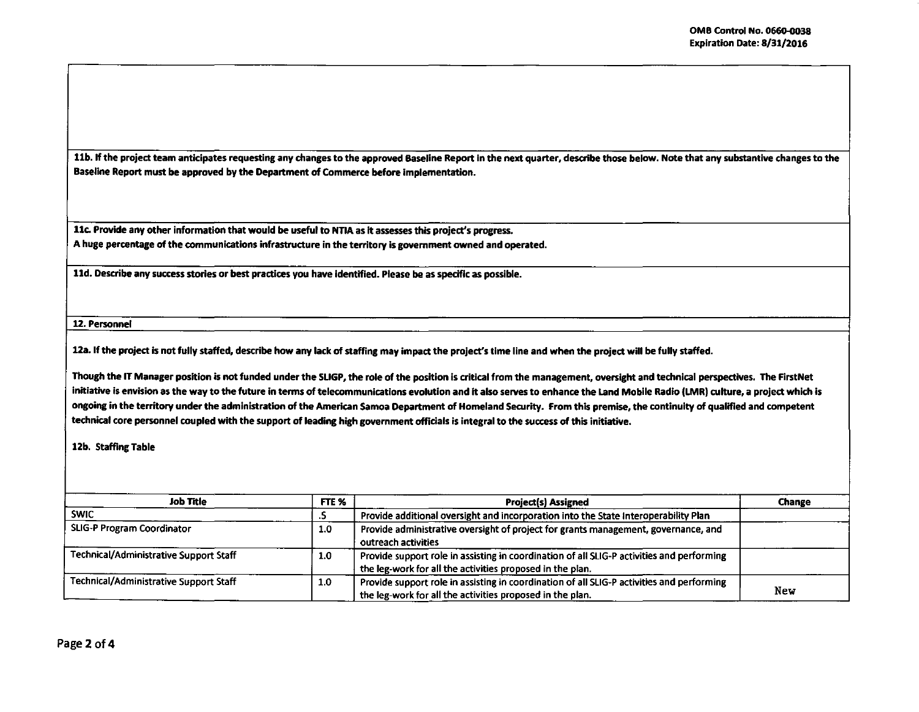**11b. If the project team anticipates requesting any changes to the approved Baseline Report in the next quarter, describe those below. Note that any substantive changes to the Baseline Report must be approved by the Department of Commerce before implementation.**

**11c. Provide any other information that would be useful to NTIA as it assesses this project's progress.**

**A huge percentage of the communications infrastructure in the territory is government owned and operated.**

**11d. Describe any success stories or best practices you have identified. Please be as specific as possible.**

## 12. Personnel

**12a. If the project is not fully staffed, describe how any lack of staffing may impact the project's time line and when the project will be fully staffed.**

**Though the IT Manager position is not funded under the SLIGP, the role of the position is critical from the management, oversight and technical perspectives. The FirstNet initiative is envision as the way to the future in terms of telecommunications evolution and it also serves to enhance the Land Mobile Radio (LMR) culture, a project which is ongoing in the territory under the administration of the American Samoa Department of Homeland Security. From this premise, the continuity of qualified and competent technical core personnel coupled with the support of leading high government officials is integral to the success of this initiative.**

**12b. Staffing Table**

| Job Title | FTE % | Project(s) Assigned | Change |
|---|---|---|---|
| SWIC | .5 | Provide additional oversight and incorporation into the State Interoperability Plan | |
| SLIG-P Program Coordinator | 1.0 | Provide administrative oversight of project for grants management, governance, and outreach activities | |
| Technical/Administrative Support Staff | 1.0 | Provide support role in assisting in coordination of all SLIG-P activities and performing the leg-work for all the activities proposed in the plan. | |
| Technical/Administrative Support Staff | 1.0 | Provide support role in assisting in coordination of all SLIG-P activities and performing the leg-work for all the activities proposed in the plan. | New |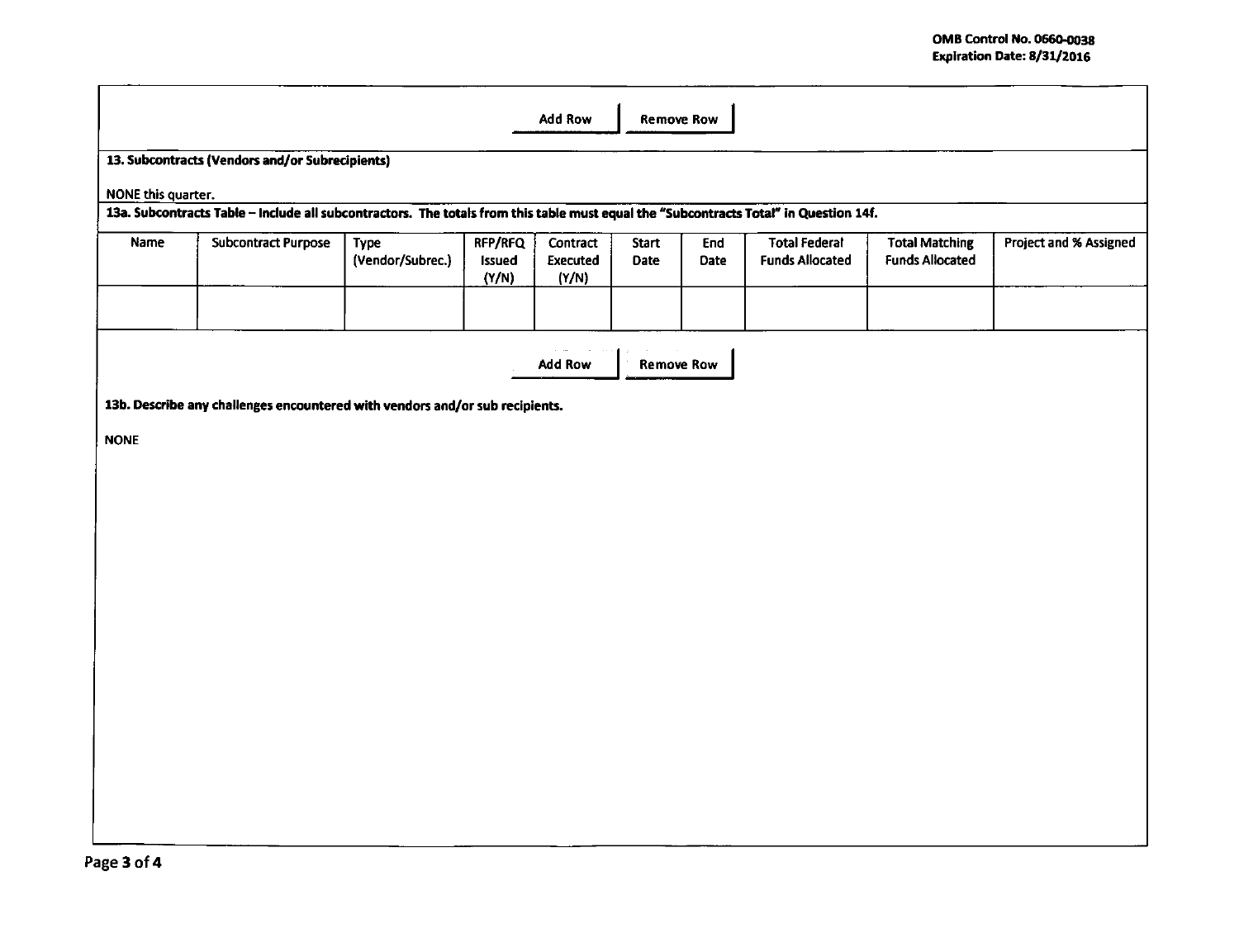Add Row | Remove Row

**13. Subcontracts (Vendors and/or Subrecipients)**

NONE this quarter.

**13a. Subcontracts Table – Include all subcontractors. The totals from this table must equal the "Subcontracts Total" in Question 14f.**

| Name | Subcontract Purpose | Type (Vendor/Subrec.) | RFP/RFQ Issued (Y/N) | Contract Executed (Y/N) | Start Date | End Date | Total Federal Funds Allocated | Total Matching Funds Allocated | Project and % Assigned |
|---|---|---|---|---|---|---|---|---|---|
| | | | | | | | | | |

Add Row | Remove Row

**13b. Describe any challenges encountered with vendors and/or sub recipients.**

NONE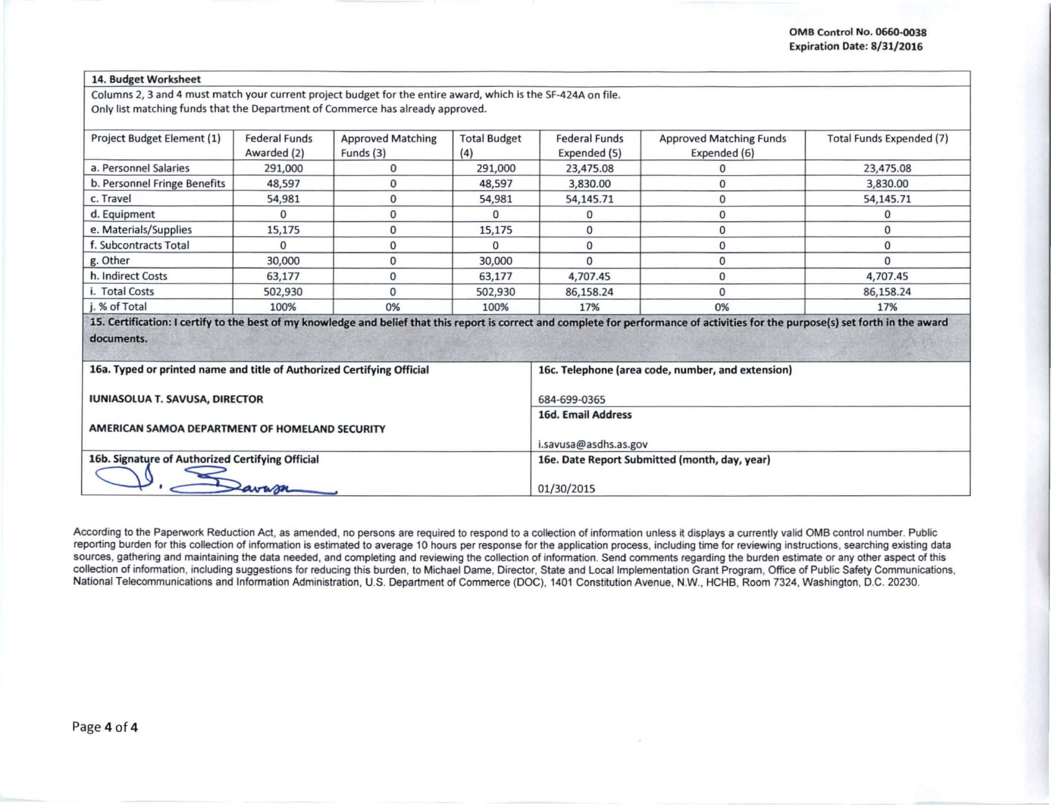OMB Control No. 0660-0038
Expiration Date: 8/31/2016

**14. Budget Worksheet**

Columns 2, 3 and 4 must match your current project budget for the entire award, which is the SF-424A on file.
Only list matching funds that the Department of Commerce has already approved.

| Project Budget Element (1) | Federal Funds Awarded (2) | Approved Matching Funds (3) | Total Budget (4) | Federal Funds Expended (5) | Approved Matching Funds Expended (6) | Total Funds Expended (7) |
|---|---|---|---|---|---|---|
| a. Personnel Salaries | 291,000 | 0 | 291,000 | 23,475.08 | 0 | 23,475.08 |
| b. Personnel Fringe Benefits | 48,597 | 0 | 48,597 | 3,830.00 | 0 | 3,830.00 |
| c. Travel | 54,981 | 0 | 54,981 | 54,145.71 | 0 | 54,145.71 |
| d. Equipment | 0 | 0 | 0 | 0 | 0 | 0 |
| e. Materials/Supplies | 15,175 | 0 | 15,175 | 0 | 0 | 0 |
| f. Subcontracts Total | 0 | 0 | 0 | 0 | 0 | 0 |
| g. Other | 30,000 | 0 | 30,000 | 0 | 0 | 0 |
| h. Indirect Costs | 63,177 | 0 | 63,177 | 4,707.45 | 0 | 4,707.45 |
| i. Total Costs | 502,930 | 0 | 502,930 | 86,158.24 | 0 | 86,158.24 |
| j. % of Total | 100% | 0% | 100% | 17% | 0% | 17% |

**15. Certification: I certify to the best of my knowledge and belief that this report is correct and complete for performance of activities for the purpose(s) set forth in the award documents.**

| | |
|---|---|
| **16a. Typed or printed name and title of Authorized Certifying Official**<br>IUNIASOLUA T. SAVUSA, DIRECTOR<br>AMERICAN SAMOA DEPARTMENT OF HOMELAND SECURITY | **16c. Telephone (area code, number, and extension)**<br>684-699-0365<br>**16d. Email Address**<br>i.savusa@asdhs.as.gov |
| **16b. Signature of Authorized Certifying Official**<br>I. Savusa | **16e. Date Report Submitted (month, day, year)**<br>01/30/2015 |

According to the Paperwork Reduction Act, as amended, no persons are required to respond to a collection of information unless it displays a currently valid OMB control number. Public reporting burden for this collection of information is estimated to average 10 hours per response for the application process, including time for reviewing instructions, searching existing data sources, gathering and maintaining the data needed, and completing and reviewing the collection of information. Send comments regarding the burden estimate or any other aspect of this collection of information, including suggestions for reducing this burden, to Michael Dame, Director, State and Local Implementation Grant Program, Office of Public Safety Communications, National Telecommunications and Information Administration, U.S. Department of Commerce (DOC), 1401 Constitution Avenue, N.W., HCHB, Room 7324, Washington, D.C. 20230.